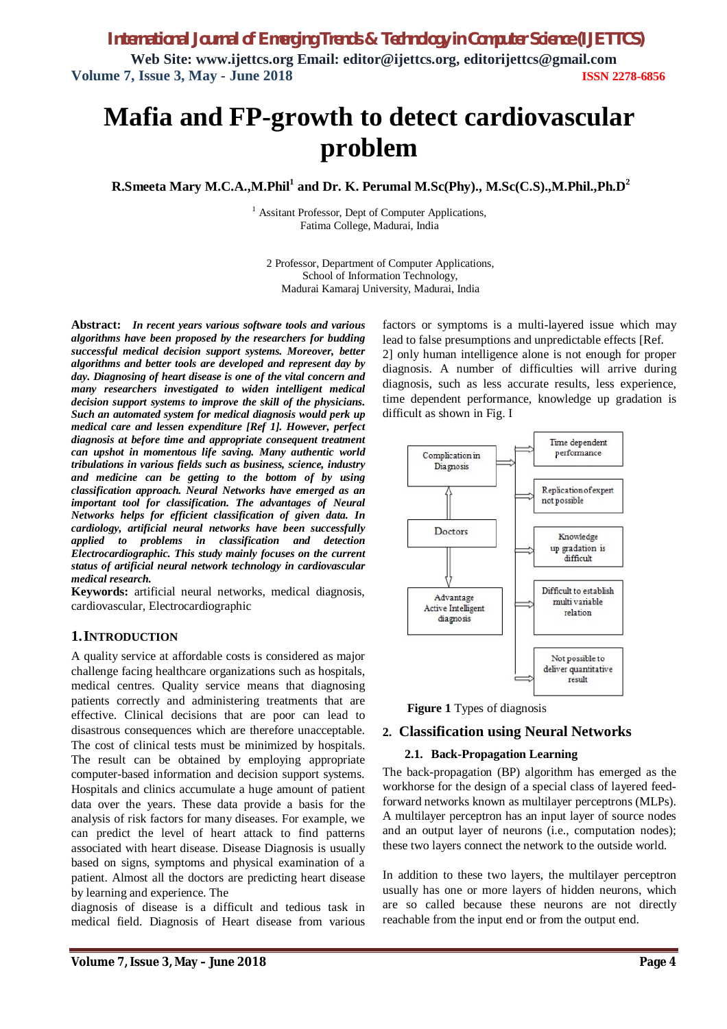# Mafia and FP-growth to detect cardiovascular problem

**R.Smeeta Mary M.C.A.,M.Phil[1] and Dr. K. Perumal M.Sc(Phy)., M.Sc(C.S).,M.Phil.,Ph.D[2]**

[1] Assitant Professor, Dept of Computer Applications,
Fatima College, Madurai, India

2 Professor, Department of Computer Applications,
School of Information Technology,
Madurai Kamaraj University, Madurai, India

**Abstract:** ***In recent years various software tools and various algorithms have been proposed by the researchers for budding successful medical decision support systems. Moreover, better algorithms and better tools are developed and represent day by day. Diagnosing of heart disease is one of the vital concern and many researchers investigated to widen intelligent medical decision support systems to improve the skill of the physicians. Such an automated system for medical diagnosis would perk up medical care and lessen expenditure [Ref 1]. However, perfect diagnosis at before time and appropriate consequent treatment can upshot in momentous life saving. Many authentic world tribulations in various fields such as business, science, industry and medicine can be getting to the bottom of by using classification approach. Neural Networks have emerged as an important tool for classification. The advantages of Neural Networks helps for efficient classification of given data. In cardiology, artificial neural networks have been successfully applied to problems in classification and detection Electrocardiographic. This study mainly focuses on the current status of artificial neural network technology in cardiovascular medical research.***

**Keywords:** artificial neural networks, medical diagnosis, cardiovascular, Electrocardiographic

## 1. INTRODUCTION

A quality service at affordable costs is considered as major challenge facing healthcare organizations such as hospitals, medical centres. Quality service means that diagnosing patients correctly and administering treatments that are effective. Clinical decisions that are poor can lead to disastrous consequences which are therefore unacceptable. The cost of clinical tests must be minimized by hospitals. The result can be obtained by employing appropriate computer-based information and decision support systems. Hospitals and clinics accumulate a huge amount of patient data over the years. These data provide a basis for the analysis of risk factors for many diseases. For example, we can predict the level of heart attack to find patterns associated with heart disease. Disease Diagnosis is usually based on signs, symptoms and physical examination of a patient. Almost all the doctors are predicting heart disease by learning and experience. The

diagnosis of disease is a difficult and tedious task in medical field. Diagnosis of Heart disease from various factors or symptoms is a multi-layered issue which may lead to false presumptions and unpredictable effects [Ref. 2] only human intelligence alone is not enough for proper diagnosis. A number of difficulties will arrive during diagnosis, such as less accurate results, less experience, time dependent performance, knowledge up gradation is difficult as shown in Fig. I

Complication in Diagnosis → Time dependent performance; Replication of expert not possible; Knowledge up gradation is difficult; Difficult to establish multi variable relation; Not possible to deliver quantitative result

Doctors

Advantage Active Intelligent diagnosis

**Figure 1** Types of diagnosis

## 2. Classification using Neural Networks

### 2.1. Back-Propagation Learning

The back-propagation (BP) algorithm has emerged as the workhorse for the design of a special class of layered feed-forward networks known as multilayer perceptrons (MLPs). A multilayer perceptron has an input layer of source nodes and an output layer of neurons (i.e., computation nodes); these two layers connect the network to the outside world.

In addition to these two layers, the multilayer perceptron usually has one or more layers of hidden neurons, which are so called because these neurons are not directly reachable from the input end or from the output end.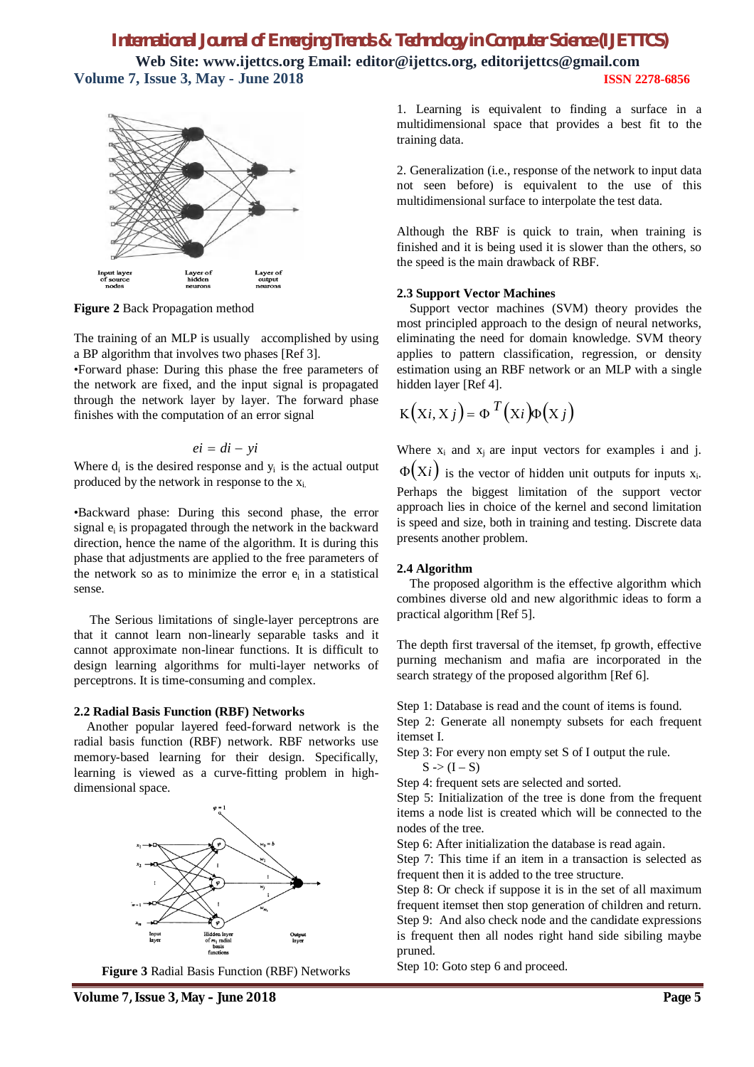**Figure 2** Back Propagation method

The training of an MLP is usually accomplished by using a BP algorithm that involves two phases [Ref 3].

•Forward phase: During this phase the free parameters of the network are fixed, and the input signal is propagated through the network layer by layer. The forward phase finishes with the computation of an error signal

$$ei = di - yi$$

Where $d_i$ is the desired response and $y_i$ is the actual output produced by the network in response to the $x_i$.

•Backward phase: During this second phase, the error signal $e_i$ is propagated through the network in the backward direction, hence the name of the algorithm. It is during this phase that adjustments are applied to the free parameters of the network so as to minimize the error $e_i$ in a statistical sense.

The Serious limitations of single-layer perceptrons are that it cannot learn non-linearly separable tasks and it cannot approximate non-linear functions. It is difficult to design learning algorithms for multi-layer networks of perceptrons. It is time-consuming and complex.

### 2.2 Radial Basis Function (RBF) Networks

Another popular layered feed-forward network is the radial basis function (RBF) network. RBF networks use memory-based learning for their design. Specifically, learning is viewed as a curve-fitting problem in high-dimensional space.

**Figure 3** Radial Basis Function (RBF) Networks

1. Learning is equivalent to finding a surface in a multidimensional space that provides a best fit to the training data.

2. Generalization (i.e., response of the network to input data not seen before) is equivalent to the use of this multidimensional surface to interpolate the test data.

Although the RBF is quick to train, when training is finished and it is being used it is slower than the others, so the speed is the main drawback of RBF.

### 2.3 Support Vector Machines

Support vector machines (SVM) theory provides the most principled approach to the design of neural networks, eliminating the need for domain knowledge. SVM theory applies to pattern classification, regression, or density estimation using an RBF network or an MLP with a single hidden layer [Ref 4].

$$K(Xi, Xj) = \Phi^{T}(Xi)\Phi(Xj)$$

Where $x_i$ and $x_j$ are input vectors for examples i and j. $\Phi(Xi)$ is the vector of hidden unit outputs for inputs $x_i$.

Perhaps the biggest limitation of the support vector approach lies in choice of the kernel and second limitation is speed and size, both in training and testing. Discrete data presents another problem.

### 2.4 Algorithm

The proposed algorithm is the effective algorithm which combines diverse old and new algorithmic ideas to form a practical algorithm [Ref 5].

The depth first traversal of the itemset, fp growth, effective purning mechanism and mafia are incorporated in the search strategy of the proposed algorithm [Ref 6].

Step 1: Database is read and the count of items is found.
Step 2: Generate all nonempty subsets for each frequent itemset I.
Step 3: For every non empty set S of I output the rule.
S -> (I – S)
Step 4: frequent sets are selected and sorted.
Step 5: Initialization of the tree is done from the frequent items a node list is created which will be connected to the nodes of the tree.
Step 6: After initialization the database is read again.
Step 7: This time if an item in a transaction is selected as frequent then it is added to the tree structure.
Step 8: Or check if suppose it is in the set of all maximum frequent itemset then stop generation of children and return.
Step 9: And also check node and the candidate expressions is frequent then all nodes right hand side sibiling maybe pruned.
Step 10: Goto step 6 and proceed.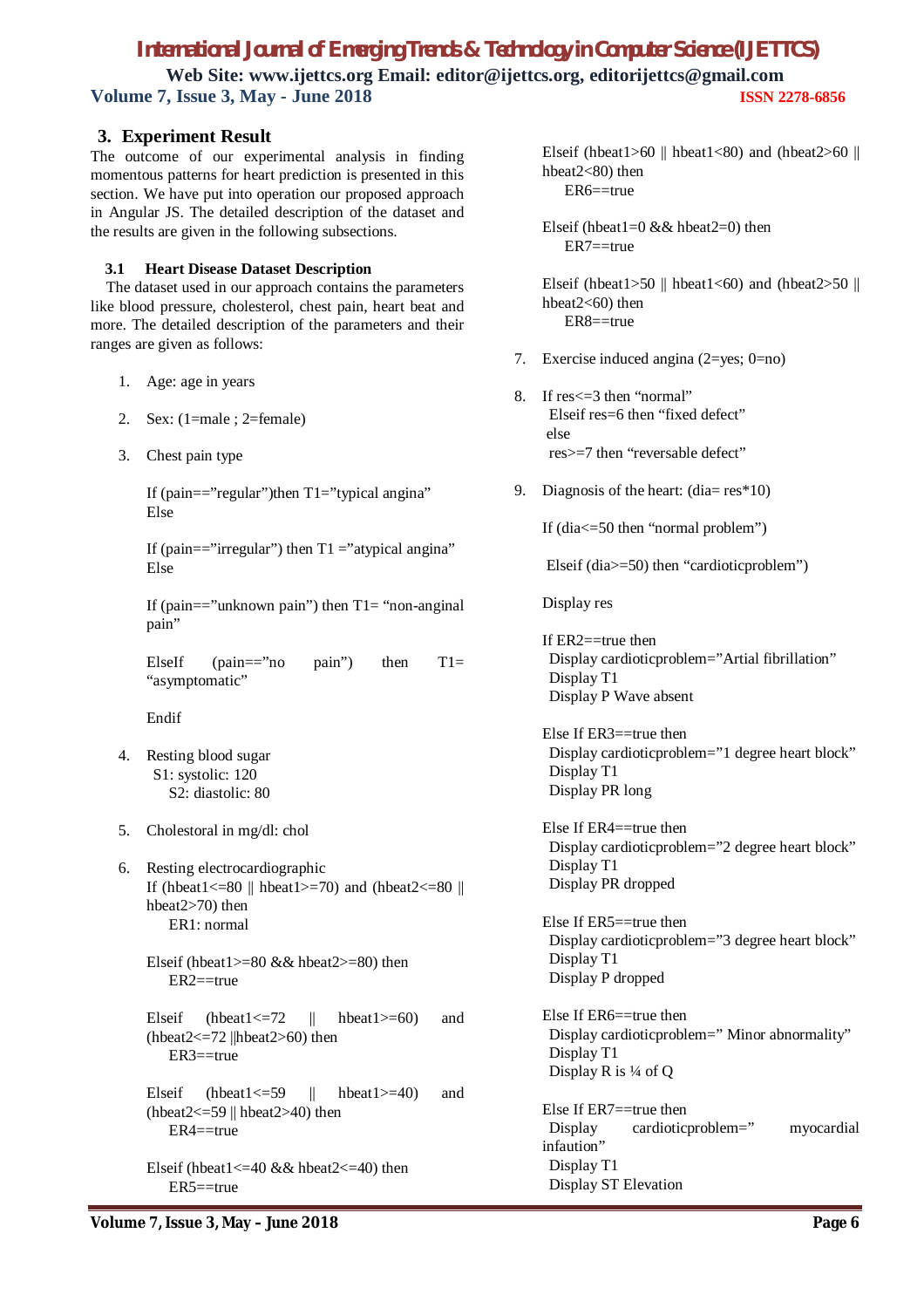## 3. Experiment Result

The outcome of our experimental analysis in finding momentous patterns for heart prediction is presented in this section. We have put into operation our proposed approach in Angular JS. The detailed description of the dataset and the results are given in the following subsections.

### 3.1 Heart Disease Dataset Description

The dataset used in our approach contains the parameters like blood pressure, cholesterol, chest pain, heart beat and more. The detailed description of the parameters and their ranges are given as follows:

1. Age: age in years

2. Sex: (1=male ; 2=female)

3. Chest pain type

   If (pain==”regular”)then T1=”typical angina”
   Else

   If (pain==”irregular”) then T1 =”atypical angina”
   Else

   If (pain==”unknown pain”) then T1= “non-anginal pain”

   ElseIf (pain==”no pain”) then T1= “asymptomatic”

   Endif

4. Resting blood sugar
   S1: systolic: 120
   S2: diastolic: 80

5. Cholestoral in mg/dl: chol

6. Resting electrocardiographic
   If (hbeat1<=80 || hbeat1>=70) and (hbeat2<=80 || hbeat2>70) then
   ER1: normal

   Elseif (hbeat1>=80 && hbeat2>=80) then
   ER2==true

   Elseif (hbeat1<=72 || hbeat1>=60) and (hbeat2<=72 ||hbeat2>60) then
   ER3==true

   Elseif (hbeat1<=59 || hbeat1>=40) and (hbeat2<=59 || hbeat2>40) then
   ER4==true

   Elseif (hbeat1<=40 && hbeat2<=40) then
   ER5==true

   Elseif (hbeat1>60 || hbeat1<80) and (hbeat2>60 || hbeat2<80) then
   ER6==true

   Elseif (hbeat1=0 && hbeat2=0) then
   ER7==true

   Elseif (hbeat1>50 || hbeat1<60) and (hbeat2>50 || hbeat2<60) then
   ER8==true

7. Exercise induced angina (2=yes; 0=no)

8. If res<=3 then “normal”
   Elseif res=6 then “fixed defect”
   else
   res>=7 then “reversable defect”

9. Diagnosis of the heart: (dia= res*10)

   If (dia<=50 then “normal problem”)

   Elseif (dia>=50) then “cardioticproblem”)

   Display res

   If ER2==true then
   Display cardioticproblem=”Artial fibrillation”
   Display T1
   Display P Wave absent

   Else If ER3==true then
   Display cardioticproblem=”1 degree heart block”
   Display T1
   Display PR long

   Else If ER4==true then
   Display cardioticproblem=”2 degree heart block”
   Display T1
   Display PR dropped

   Else If ER5==true then
   Display cardioticproblem=”3 degree heart block”
   Display T1
   Display P dropped

   Else If ER6==true then
   Display cardioticproblem=” Minor abnormality”
   Display T1
   Display R is ¼ of Q

   Else If ER7==true then
   Display cardioticproblem=” myocardial infaution”
   Display T1
   Display ST Elevation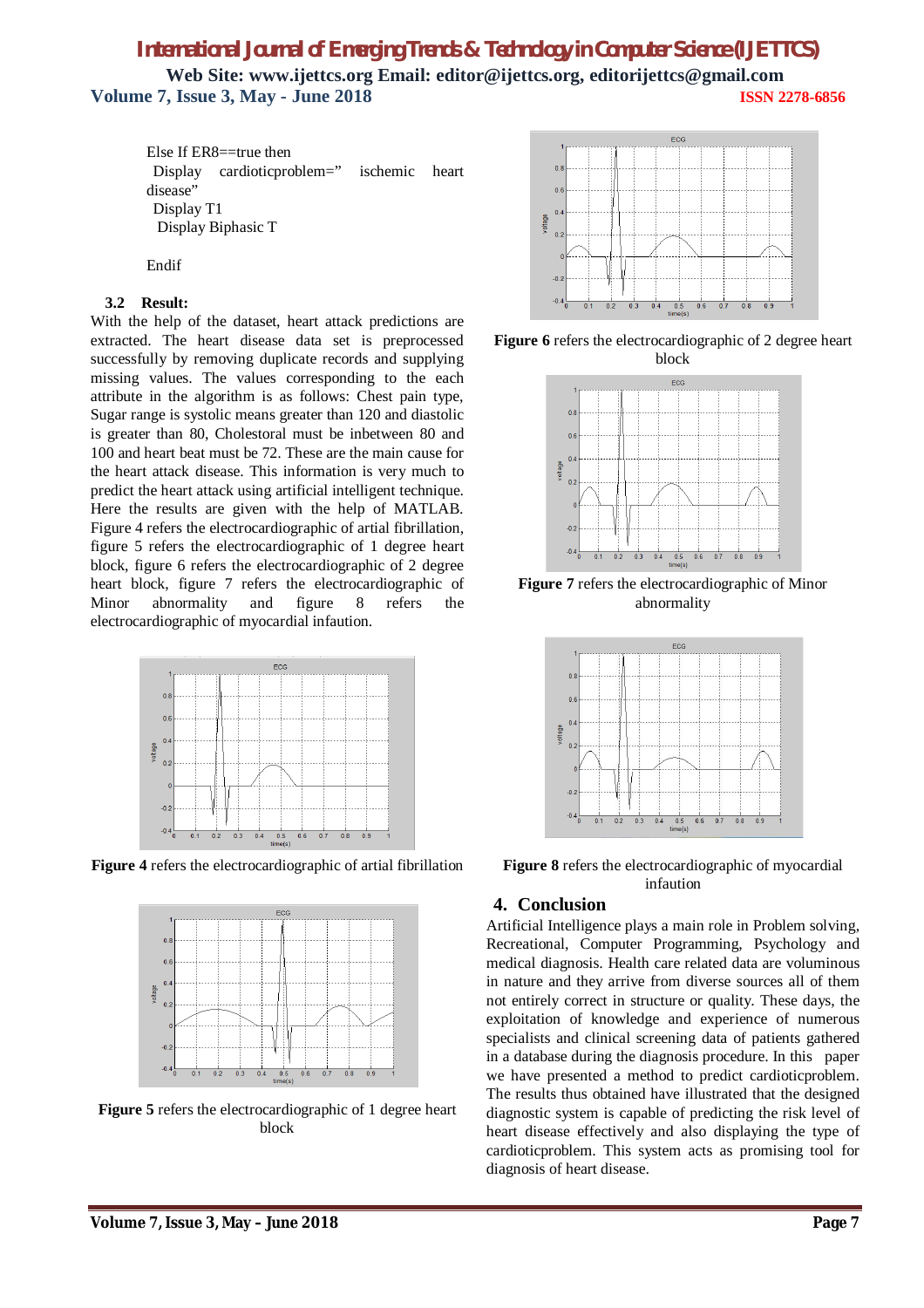Else If ER8==true then
Display cardioticproblem=" ischemic heart disease"
Display T1
Display Biphasic T

Endif

### 3.2 Result:

With the help of the dataset, heart attack predictions are extracted. The heart disease data set is preprocessed successfully by removing duplicate records and supplying missing values. The values corresponding to the each attribute in the algorithm is as follows: Chest pain type, Sugar range is systolic means greater than 120 and diastolic is greater than 80, Cholestoral must be inbetween 80 and 100 and heart beat must be 72. These are the main cause for the heart attack disease. This information is very much to predict the heart attack using artificial intelligent technique. Here the results are given with the help of MATLAB. Figure 4 refers the electrocardiographic of artial fibrillation, figure 5 refers the electrocardiographic of 1 degree heart block, figure 6 refers the electrocardiographic of 2 degree heart block, figure 7 refers the electrocardiographic of Minor abnormality and figure 8 refers the electrocardiographic of myocardial infaution.

**Figure 4** refers the electrocardiographic of artial fibrillation

**Figure 5** refers the electrocardiographic of 1 degree heart block

**Figure 6** refers the electrocardiographic of 2 degree heart block

**Figure 7** refers the electrocardiographic of Minor abnormality

**Figure 8** refers the electrocardiographic of myocardial infaution

## 4. Conclusion

Artificial Intelligence plays a main role in Problem solving, Recreational, Computer Programming, Psychology and medical diagnosis. Health care related data are voluminous in nature and they arrive from diverse sources all of them not entirely correct in structure or quality. These days, the exploitation of knowledge and experience of numerous specialists and clinical screening data of patients gathered in a database during the diagnosis procedure. In this paper we have presented a method to predict cardioticproblem. The results thus obtained have illustrated that the designed diagnostic system is capable of predicting the risk level of heart disease effectively and also displaying the type of cardioticproblem. This system acts as promising tool for diagnosis of heart disease.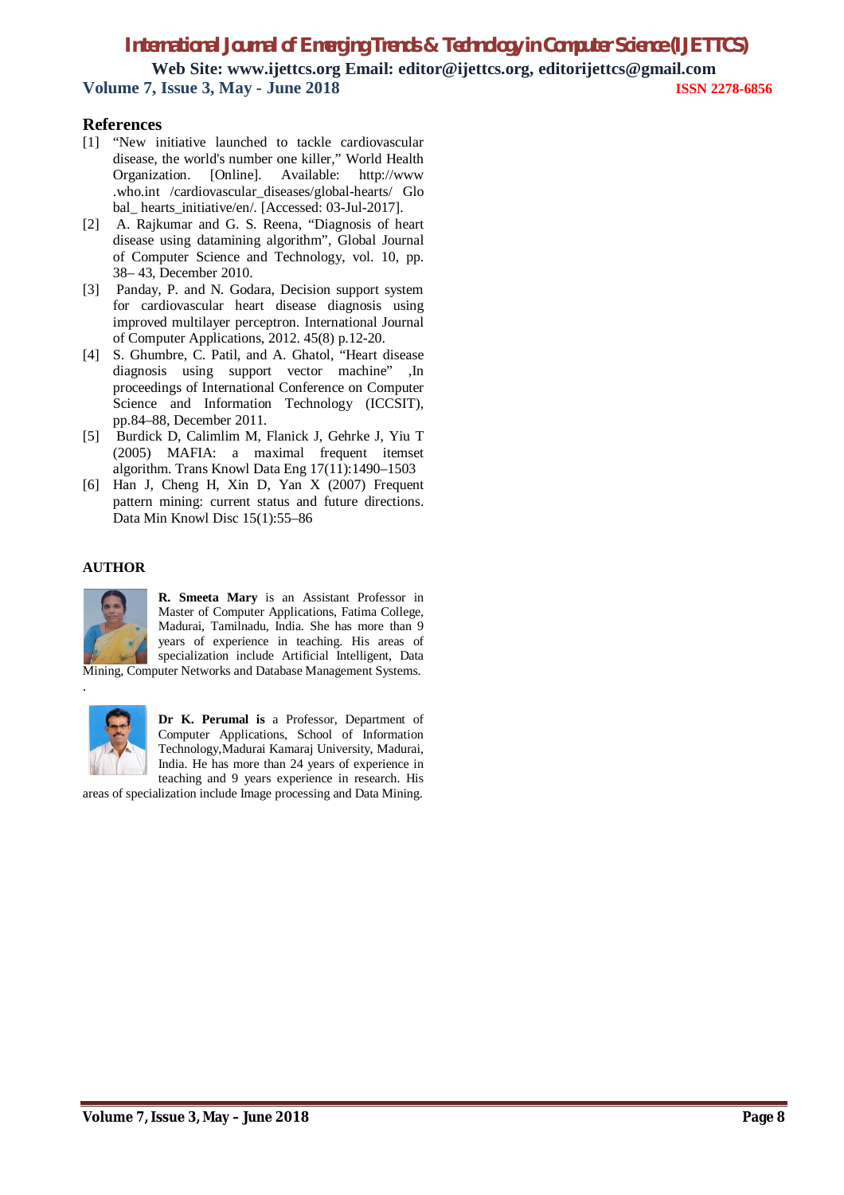## References

[1] "New initiative launched to tackle cardiovascular disease, the world's number one killer," World Health Organization. [Online]. Available: http://www .who.int /cardiovascular_diseases/global-hearts/ Global_ hearts_initiative/en/. [Accessed: 03-Jul-2017].

[2] A. Rajkumar and G. S. Reena, "Diagnosis of heart disease using datamining algorithm", Global Journal of Computer Science and Technology, vol. 10, pp. 38– 43, December 2010.

[3] Panday, P. and N. Godara, Decision support system for cardiovascular heart disease diagnosis using improved multilayer perceptron. International Journal of Computer Applications, 2012. 45(8) p.12-20.

[4] S. Ghumbre, C. Patil, and A. Ghatol, "Heart disease diagnosis using support vector machine" ,In proceedings of International Conference on Computer Science and Information Technology (ICCSIT), pp.84–88, December 2011.

[5] Burdick D, Calimlim M, Flanick J, Gehrke J, Yiu T (2005) MAFIA: a maximal frequent itemset algorithm. Trans Knowl Data Eng 17(11):1490–1503

[6] Han J, Cheng H, Xin D, Yan X (2007) Frequent pattern mining: current status and future directions. Data Min Knowl Disc 15(1):55–86

## AUTHOR

**R. Smeeta Mary** is an Assistant Professor in Master of Computer Applications, Fatima College, Madurai, Tamilnadu, India. She has more than 9 years of experience in teaching. His areas of specialization include Artificial Intelligent, Data Mining, Computer Networks and Database Management Systems.

.

**Dr K. Perumal is** a Professor, Department of Computer Applications, School of Information Technology,Madurai Kamaraj University, Madurai, India. He has more than 24 years of experience in teaching and 9 years experience in research. His areas of specialization include Image processing and Data Mining.